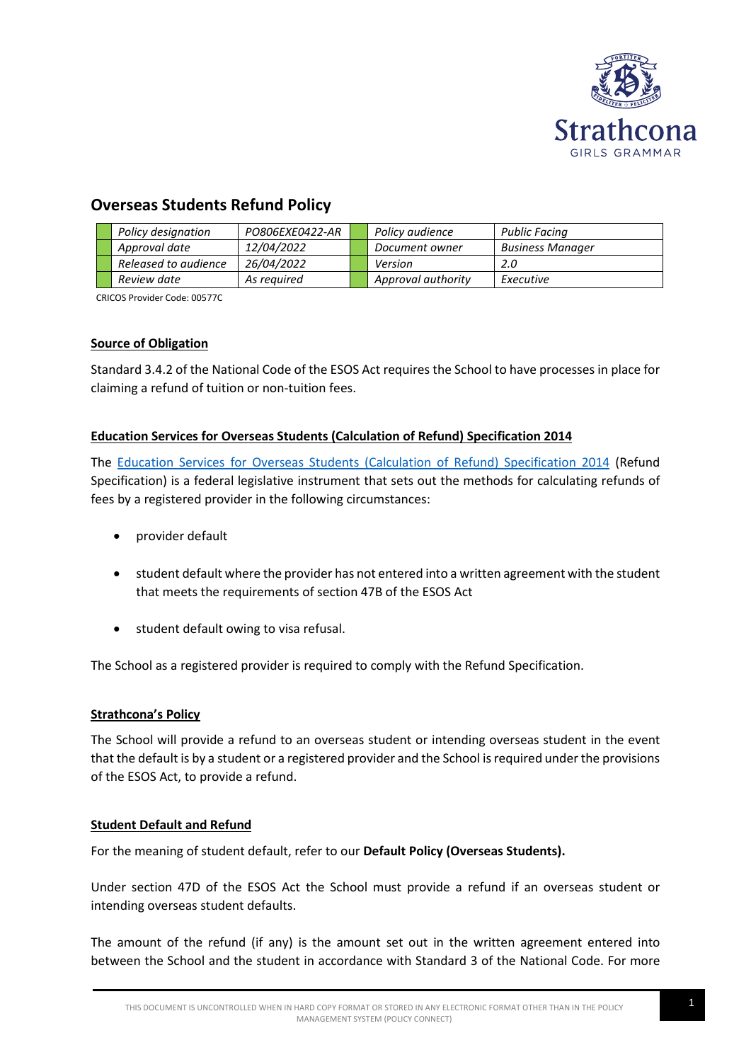## Overseas Students Refund Policy

| Policy designation | PO806EXE0422-AR | Policy audience | Public Facing |
|---|---|---|---|
| Approval date | 12/04/2022 | Document owner | Business Manager |
| Released to audience | 26/04/2022 | Version | 2.0 |
| Review date | As required | Approval authority | Executive |

CRICOS Provider Code: 00577C

**Source of Obligation**

Standard 3.4.2 of the National Code of the ESOS Act requires the School to have processes in place for claiming a refund of tuition or non-tuition fees.

**Education Services for Overseas Students (Calculation of Refund) Specification 2014**

The Education Services for Overseas Students (Calculation of Refund) Specification 2014 (Refund Specification) is a federal legislative instrument that sets out the methods for calculating refunds of fees by a registered provider in the following circumstances:

- provider default
- student default where the provider has not entered into a written agreement with the student that meets the requirements of section 47B of the ESOS Act
- student default owing to visa refusal.

The School as a registered provider is required to comply with the Refund Specification.

**Strathcona's Policy**

The School will provide a refund to an overseas student or intending overseas student in the event that the default is by a student or a registered provider and the School is required under the provisions of the ESOS Act, to provide a refund.

**Student Default and Refund**

For the meaning of student default, refer to our **Default Policy (Overseas Students).**

Under section 47D of the ESOS Act the School must provide a refund if an overseas student or intending overseas student defaults.

The amount of the refund (if any) is the amount set out in the written agreement entered into between the School and the student in accordance with Standard 3 of the National Code. For more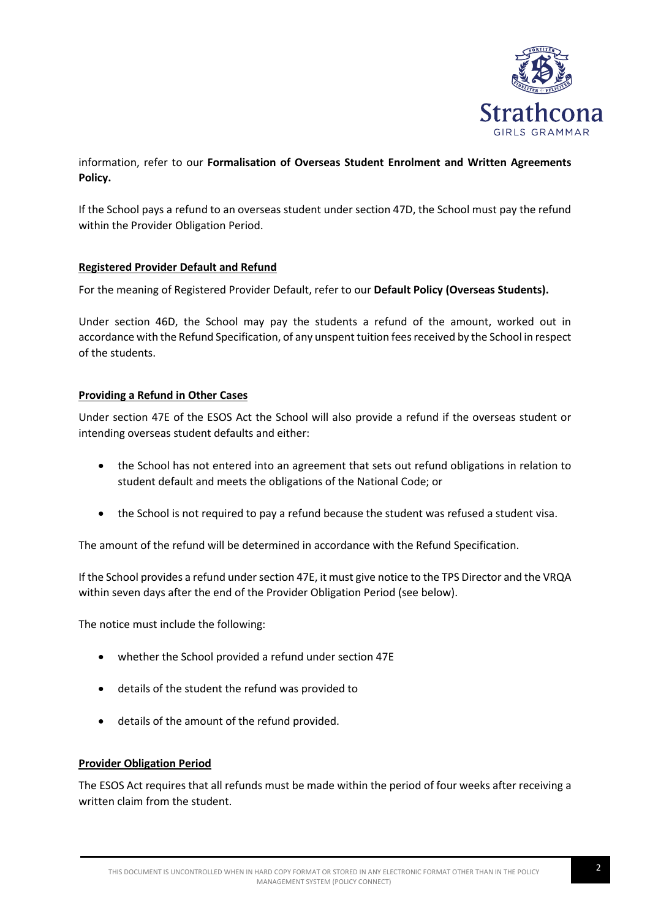information, refer to our **Formalisation of Overseas Student Enrolment and Written Agreements Policy.**

If the School pays a refund to an overseas student under section 47D, the School must pay the refund within the Provider Obligation Period.

**Registered Provider Default and Refund**

For the meaning of Registered Provider Default, refer to our **Default Policy (Overseas Students).**

Under section 46D, the School may pay the students a refund of the amount, worked out in accordance with the Refund Specification, of any unspent tuition fees received by the School in respect of the students.

**Providing a Refund in Other Cases**

Under section 47E of the ESOS Act the School will also provide a refund if the overseas student or intending overseas student defaults and either:

- the School has not entered into an agreement that sets out refund obligations in relation to student default and meets the obligations of the National Code; or
- the School is not required to pay a refund because the student was refused a student visa.

The amount of the refund will be determined in accordance with the Refund Specification.

If the School provides a refund under section 47E, it must give notice to the TPS Director and the VRQA within seven days after the end of the Provider Obligation Period (see below).

The notice must include the following:

- whether the School provided a refund under section 47E
- details of the student the refund was provided to
- details of the amount of the refund provided.

**Provider Obligation Period**

The ESOS Act requires that all refunds must be made within the period of four weeks after receiving a written claim from the student.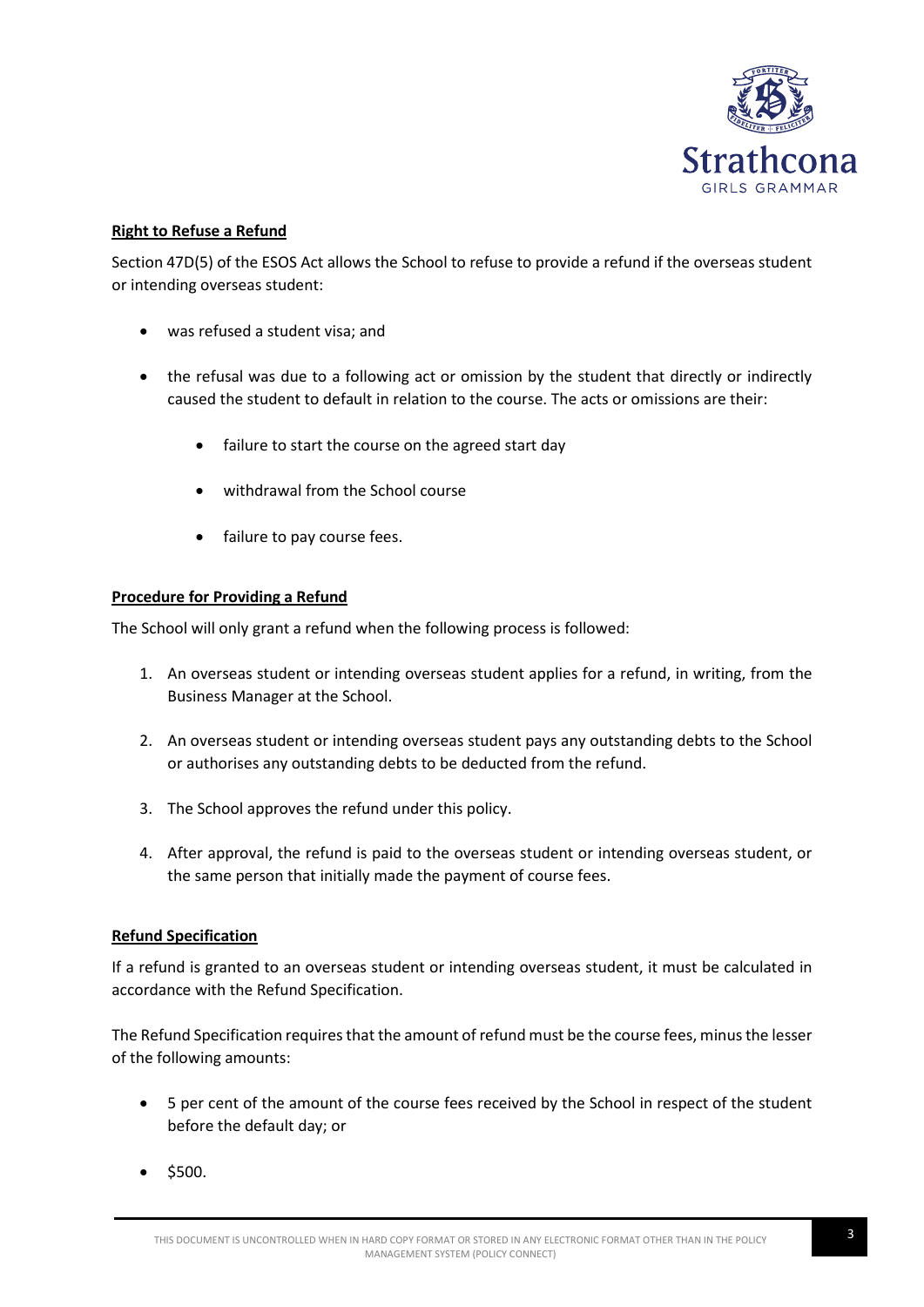**Right to Refuse a Refund**

Section 47D(5) of the ESOS Act allows the School to refuse to provide a refund if the overseas student or intending overseas student:

- was refused a student visa; and
- the refusal was due to a following act or omission by the student that directly or indirectly caused the student to default in relation to the course. The acts or omissions are their:
  - failure to start the course on the agreed start day
  - withdrawal from the School course
  - failure to pay course fees.

**Procedure for Providing a Refund**

The School will only grant a refund when the following process is followed:

1. An overseas student or intending overseas student applies for a refund, in writing, from the Business Manager at the School.
2. An overseas student or intending overseas student pays any outstanding debts to the School or authorises any outstanding debts to be deducted from the refund.
3. The School approves the refund under this policy.
4. After approval, the refund is paid to the overseas student or intending overseas student, or the same person that initially made the payment of course fees.

**Refund Specification**

If a refund is granted to an overseas student or intending overseas student, it must be calculated in accordance with the Refund Specification.

The Refund Specification requires that the amount of refund must be the course fees, minus the lesser of the following amounts:

- 5 per cent of the amount of the course fees received by the School in respect of the student before the default day; or
- $500.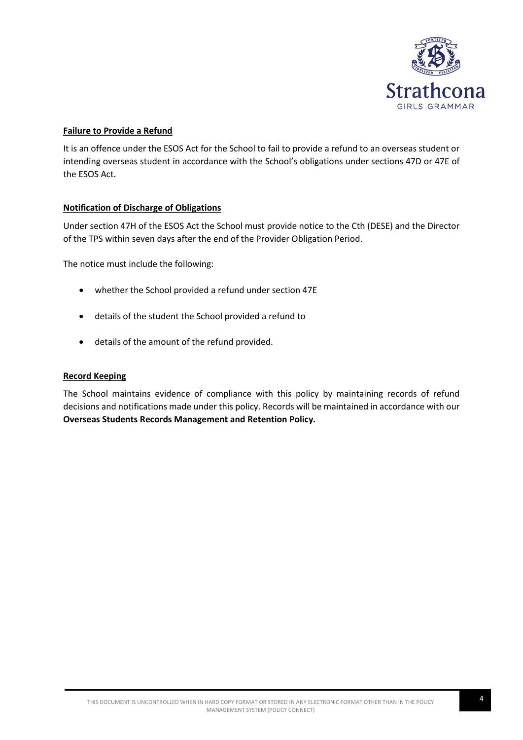**Failure to Provide a Refund**

It is an offence under the ESOS Act for the School to fail to provide a refund to an overseas student or intending overseas student in accordance with the School's obligations under sections 47D or 47E of the ESOS Act.

**Notification of Discharge of Obligations**

Under section 47H of the ESOS Act the School must provide notice to the Cth (DESE) and the Director of the TPS within seven days after the end of the Provider Obligation Period.

The notice must include the following:

- whether the School provided a refund under section 47E
- details of the student the School provided a refund to
- details of the amount of the refund provided.

**Record Keeping**

The School maintains evidence of compliance with this policy by maintaining records of refund decisions and notifications made under this policy. Records will be maintained in accordance with our **Overseas Students Records Management and Retention Policy.**